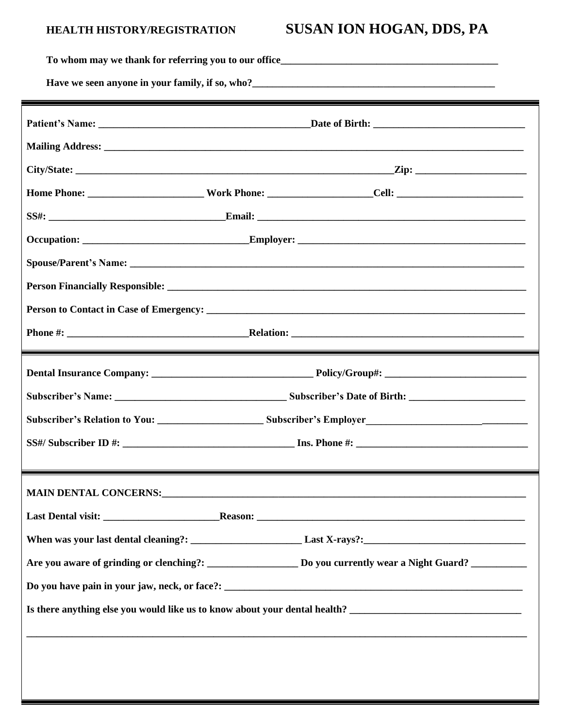**HEALTH HISTORY/REGISTRATION** **SUSAN ION HOGAN, DDS, PA**

**To whom may we thank for referring you to our office**___________________________________________

**Have we seen anyone in your family, if so, who?**________________________________________________

---

**Patient's Name:** ________________________________________**Date of Birth:** ____________________________

**Mailing Address:** _______________________________________________________________________________

**City/State:** ____________________________________________________________**Zip:** _____________________

**Home Phone:** _____________________ **Work Phone:** ___________________**Cell:** ________________________

**SS#:** _________________________________**Email:** ____________________________________________________

**Occupation:** ______________________________**Employer:** ____________________________________________

**Spouse/Parent's Name:** ________________________________________________________________________

**Person Financially Responsible:** _________________________________________________________________

**Person to Contact in Case of Emergency:** ________________________________________________________

**Phone #:** __________________________________**Relation:** ____________________________________________

---

**Dental Insurance Company:** ______________________________ **Policy/Group#:** ___________________________

**Subscriber's Name:** ________________________________ **Subscriber's Date of Birth:** _____________________

**Subscriber's Relation to You:** ____________________ **Subscriber's Employer**_________________________________

**SS#/ Subscriber ID #:** ________________________________ **Ins. Phone #:** ________________________________

---

**MAIN DENTAL CONCERNS:**______________________________________________________________________

**Last Dental visit:** ______________________**Reason:** __________________________________________________

**When was your last dental cleaning?:** _____________________ **Last X-rays?:**______________________________

**Are you aware of grinding or clenching?:** _________________ **Do you currently wear a Night Guard?** __________

**Do you have pain in your jaw, neck, or face?:** _________________________________________________________

**Is there anything else you would like us to know about your dental health?** ________________________________

_________________________________________________________________________________________________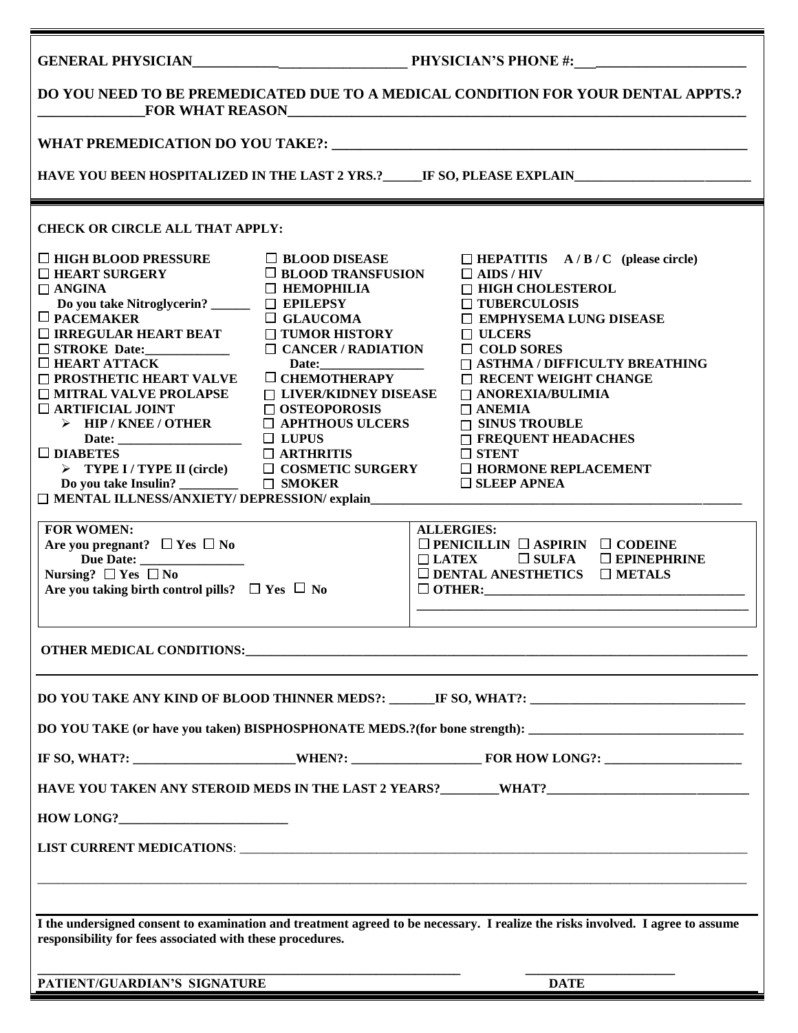**GENERAL PHYSICIAN______________________________ PHYSICIAN'S PHONE #:________________________**

**DO YOU NEED TO BE PREMEDICATED DUE TO A MEDICAL CONDITION FOR YOUR DENTAL APPTS.? _______________FOR WHAT REASON_______________________________________________**

**WHAT PREMEDICATION DO YOU TAKE?: _______________________________________________**

**HAVE YOU BEEN HOSPITALIZED IN THE LAST 2 YRS.?______IF SO, PLEASE EXPLAIN__________________________**

**CHECK OR CIRCLE ALL THAT APPLY:**

| | | |
|---|---|---|
| ☐ HIGH BLOOD PRESSURE | ☐ BLOOD DISEASE | ☐ HEPATITIS A / B / C (please circle) |
| ☐ HEART SURGERY | ☐ BLOOD TRANSFUSION | ☐ AIDS / HIV |
| ☐ ANGINA | ☐ HEMOPHILIA | ☐ HIGH CHOLESTEROL |
| Do you take Nitroglycerin? ______ | ☐ EPILEPSY | ☐ TUBERCULOSIS |
| ☐ PACEMAKER | ☐ GLAUCOMA | ☐ EMPHYSEMA LUNG DISEASE |
| ☐ IRREGULAR HEART BEAT | ☐ TUMOR HISTORY | ☐ ULCERS |
| ☐ STROKE Date:_____________ | ☐ CANCER / RADIATION | ☐ COLD SORES |
| ☐ HEART ATTACK | Date:________________ | ☐ ASTHMA / DIFFICULTY BREATHING |
| ☐ PROSTHETIC HEART VALVE | ☐ CHEMOTHERAPY | ☐ RECENT WEIGHT CHANGE |
| ☐ MITRAL VALVE PROLAPSE | ☐ LIVER/KIDNEY DISEASE | ☐ ANOREXIA/BULIMIA |
| ☐ ARTIFICIAL JOINT | ☐ OSTEOPOROSIS | ☐ ANEMIA |
| ➢ HIP / KNEE / OTHER | ☐ APHTHOUS ULCERS | ☐ SINUS TROUBLE |
| Date: ___________________ | ☐ LUPUS | ☐ FREQUENT HEADACHES |
| ☐ DIABETES | ☐ ARTHRITIS | ☐ STENT |
| ➢ TYPE I / TYPE II (circle) | ☐ COSMETIC SURGERY | ☐ HORMONE REPLACEMENT |
| Do you take Insulin? _________ | ☐ SMOKER | ☐ SLEEP APNEA |

☐ **MENTAL ILLNESS/ANXIETY/ DEPRESSION/ explain_______________________________________________**

| | |
|---|---|
| **FOR WOMEN:** | **ALLERGIES:** |
| Are you pregnant? ☐ Yes ☐ No | ☐ PENICILLIN ☐ ASPIRIN ☐ CODEINE |
| Due Date: ________________ | ☐ LATEX ☐ SULFA ☐ EPINEPHRINE |
| Nursing? ☐ Yes ☐ No | ☐ DENTAL ANESTHETICS ☐ METALS |
| Are you taking birth control pills? ☐ Yes ☐ No | ☐ OTHER:________________________________________ |

**OTHER MEDICAL CONDITIONS:_______________________________________________**

**DO YOU TAKE ANY KIND OF BLOOD THINNER MEDS?: _______IF SO, WHAT?: ________________________________**

**DO YOU TAKE (or have you taken) BISPHOSPHONATE MEDS.?(for bone strength): ________________________________**

**IF SO, WHAT?: ________________________WHEN?: ___________________ FOR HOW LONG?: ____________________**

**HAVE YOU TAKEN ANY STEROID MEDS IN THE LAST 2 YEARS?________WHAT?______________________________**

**HOW LONG?__________________________**

**LIST CURRENT MEDICATIONS**: _______________________________________________

_______________________________________________

**I the undersigned consent to examination and treatment agreed to be necessary. I realize the risks involved. I agree to assume responsibility for fees associated with these procedures.**

_______________________________________________ ______________________

**PATIENT/GUARDIAN'S SIGNATURE** **DATE**